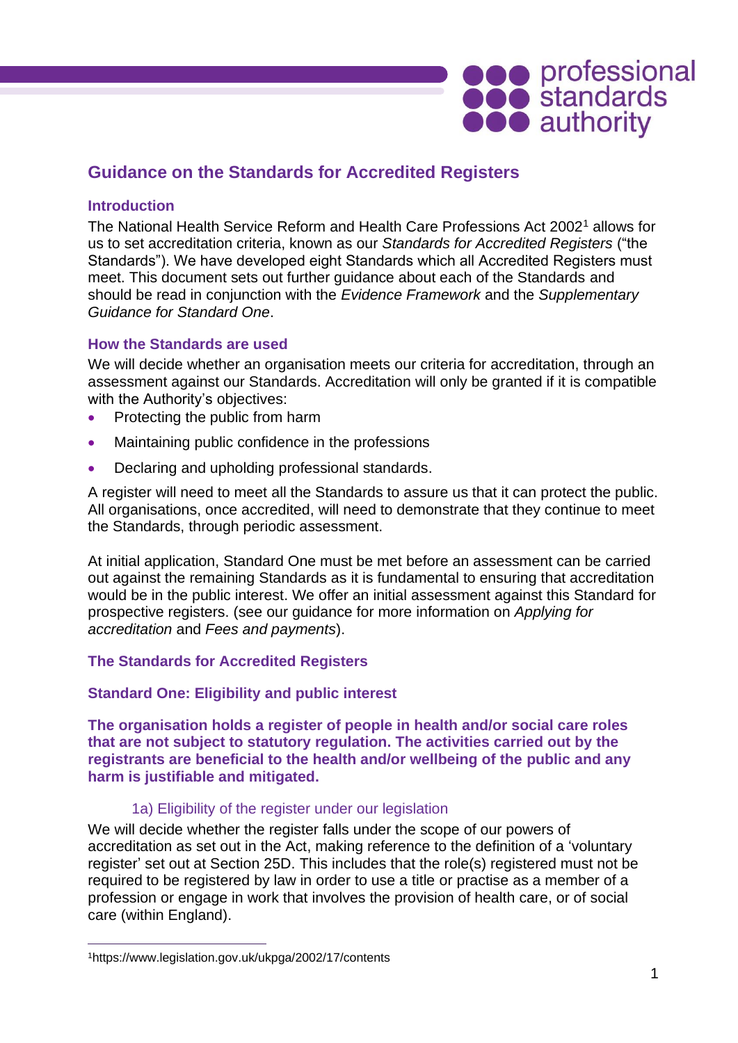# Guidance on the Standards for Accredited Registers

## Introduction

The National Health Service Reform and Health Care Professions Act 2002[1] allows for us to set accreditation criteria, known as our *Standards for Accredited Registers* ("the Standards"). We have developed eight Standards which all Accredited Registers must meet. This document sets out further guidance about each of the Standards and should be read in conjunction with the *Evidence Framework* and the *Supplementary Guidance for Standard One*.

## How the Standards are used

We will decide whether an organisation meets our criteria for accreditation, through an assessment against our Standards. Accreditation will only be granted if it is compatible with the Authority's objectives:

- Protecting the public from harm
- Maintaining public confidence in the professions
- Declaring and upholding professional standards.

A register will need to meet all the Standards to assure us that it can protect the public. All organisations, once accredited, will need to demonstrate that they continue to meet the Standards, through periodic assessment.

At initial application, Standard One must be met before an assessment can be carried out against the remaining Standards as it is fundamental to ensuring that accreditation would be in the public interest. We offer an initial assessment against this Standard for prospective registers. (see our guidance for more information on *Applying for accreditation* and *Fees and payments*).

## The Standards for Accredited Registers

## Standard One: Eligibility and public interest

**The organisation holds a register of people in health and/or social care roles that are not subject to statutory regulation. The activities carried out by the registrants are beneficial to the health and/or wellbeing of the public and any harm is justifiable and mitigated.**

### 1a) Eligibility of the register under our legislation

We will decide whether the register falls under the scope of our powers of accreditation as set out in the Act, making reference to the definition of a 'voluntary register' set out at Section 25D. This includes that the role(s) registered must not be required to be registered by law in order to use a title or practise as a member of a profession or engage in work that involves the provision of health care, or of social care (within England).

[1] https://www.legislation.gov.uk/ukpga/2002/17/contents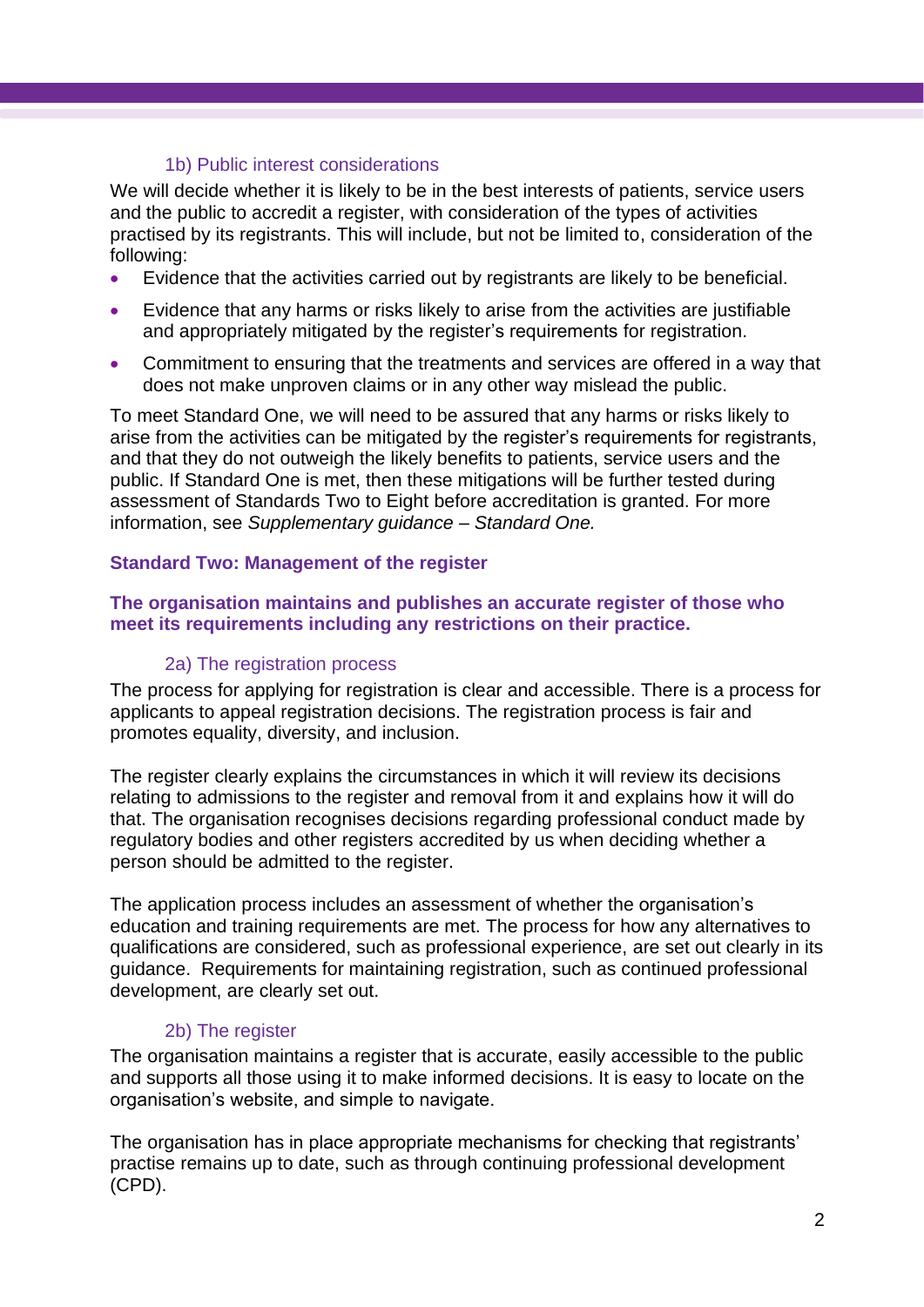### 1b) Public interest considerations

We will decide whether it is likely to be in the best interests of patients, service users and the public to accredit a register, with consideration of the types of activities practised by its registrants. This will include, but not be limited to, consideration of the following:

- Evidence that the activities carried out by registrants are likely to be beneficial.
- Evidence that any harms or risks likely to arise from the activities are justifiable and appropriately mitigated by the register's requirements for registration.
- Commitment to ensuring that the treatments and services are offered in a way that does not make unproven claims or in any other way mislead the public.

To meet Standard One, we will need to be assured that any harms or risks likely to arise from the activities can be mitigated by the register's requirements for registrants, and that they do not outweigh the likely benefits to patients, service users and the public. If Standard One is met, then these mitigations will be further tested during assessment of Standards Two to Eight before accreditation is granted. For more information, see *Supplementary guidance – Standard One.*

## Standard Two: Management of the register

**The organisation maintains and publishes an accurate register of those who meet its requirements including any restrictions on their practice.**

### 2a) The registration process

The process for applying for registration is clear and accessible. There is a process for applicants to appeal registration decisions. The registration process is fair and promotes equality, diversity, and inclusion.

The register clearly explains the circumstances in which it will review its decisions relating to admissions to the register and removal from it and explains how it will do that. The organisation recognises decisions regarding professional conduct made by regulatory bodies and other registers accredited by us when deciding whether a person should be admitted to the register.

The application process includes an assessment of whether the organisation's education and training requirements are met. The process for how any alternatives to qualifications are considered, such as professional experience, are set out clearly in its guidance. Requirements for maintaining registration, such as continued professional development, are clearly set out.

### 2b) The register

The organisation maintains a register that is accurate, easily accessible to the public and supports all those using it to make informed decisions. It is easy to locate on the organisation's website, and simple to navigate.

The organisation has in place appropriate mechanisms for checking that registrants' practise remains up to date, such as through continuing professional development (CPD).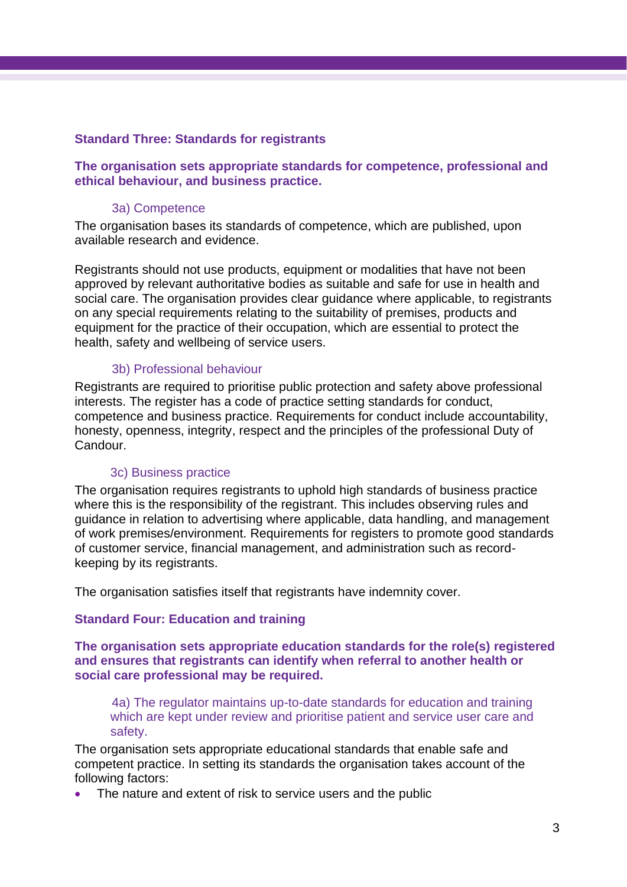## Standard Three: Standards for registrants

**The organisation sets appropriate standards for competence, professional and ethical behaviour, and business practice.**

### 3a) Competence

The organisation bases its standards of competence, which are published, upon available research and evidence.

Registrants should not use products, equipment or modalities that have not been approved by relevant authoritative bodies as suitable and safe for use in health and social care. The organisation provides clear guidance where applicable, to registrants on any special requirements relating to the suitability of premises, products and equipment for the practice of their occupation, which are essential to protect the health, safety and wellbeing of service users.

### 3b) Professional behaviour

Registrants are required to prioritise public protection and safety above professional interests. The register has a code of practice setting standards for conduct, competence and business practice. Requirements for conduct include accountability, honesty, openness, integrity, respect and the principles of the professional Duty of Candour.

### 3c) Business practice

The organisation requires registrants to uphold high standards of business practice where this is the responsibility of the registrant. This includes observing rules and guidance in relation to advertising where applicable, data handling, and management of work premises/environment. Requirements for registers to promote good standards of customer service, financial management, and administration such as record-keeping by its registrants.

The organisation satisfies itself that registrants have indemnity cover.

## Standard Four: Education and training

**The organisation sets appropriate education standards for the role(s) registered and ensures that registrants can identify when referral to another health or social care professional may be required.**

### 4a) The regulator maintains up-to-date standards for education and training which are kept under review and prioritise patient and service user care and safety.

The organisation sets appropriate educational standards that enable safe and competent practice. In setting its standards the organisation takes account of the following factors:

- The nature and extent of risk to service users and the public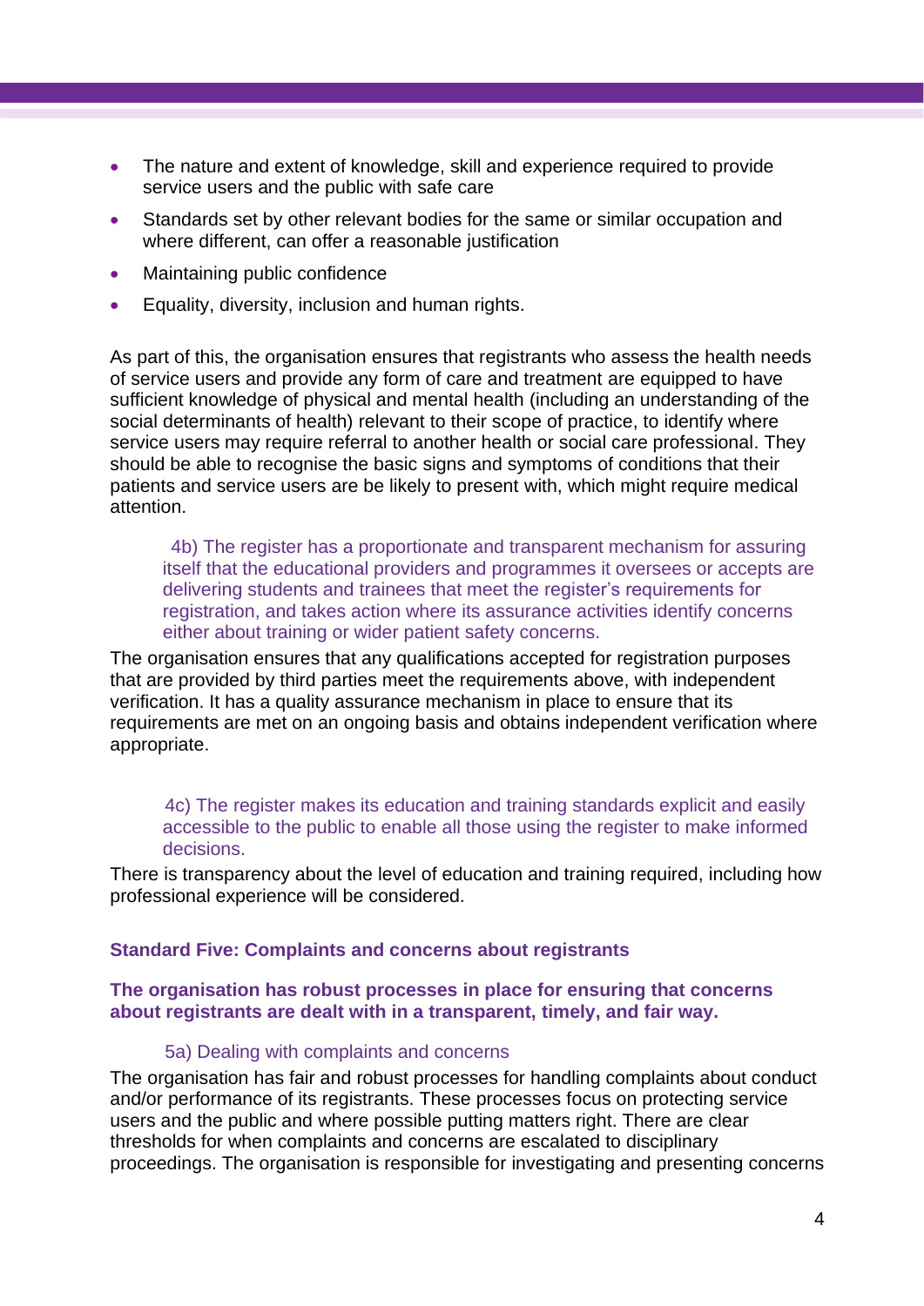- The nature and extent of knowledge, skill and experience required to provide service users and the public with safe care
- Standards set by other relevant bodies for the same or similar occupation and where different, can offer a reasonable justification
- Maintaining public confidence
- Equality, diversity, inclusion and human rights.

As part of this, the organisation ensures that registrants who assess the health needs of service users and provide any form of care and treatment are equipped to have sufficient knowledge of physical and mental health (including an understanding of the social determinants of health) relevant to their scope of practice, to identify where service users may require referral to another health or social care professional. They should be able to recognise the basic signs and symptoms of conditions that their patients and service users are be likely to present with, which might require medical attention.

4b) The register has a proportionate and transparent mechanism for assuring itself that the educational providers and programmes it oversees or accepts are delivering students and trainees that meet the register's requirements for registration, and takes action where its assurance activities identify concerns either about training or wider patient safety concerns.

The organisation ensures that any qualifications accepted for registration purposes that are provided by third parties meet the requirements above, with independent verification. It has a quality assurance mechanism in place to ensure that its requirements are met on an ongoing basis and obtains independent verification where appropriate.

4c) The register makes its education and training standards explicit and easily accessible to the public to enable all those using the register to make informed decisions.

There is transparency about the level of education and training required, including how professional experience will be considered.

### Standard Five: Complaints and concerns about registrants

**The organisation has robust processes in place for ensuring that concerns about registrants are dealt with in a transparent, timely, and fair way.**

5a) Dealing with complaints and concerns

The organisation has fair and robust processes for handling complaints about conduct and/or performance of its registrants. These processes focus on protecting service users and the public and where possible putting matters right. There are clear thresholds for when complaints and concerns are escalated to disciplinary proceedings. The organisation is responsible for investigating and presenting concerns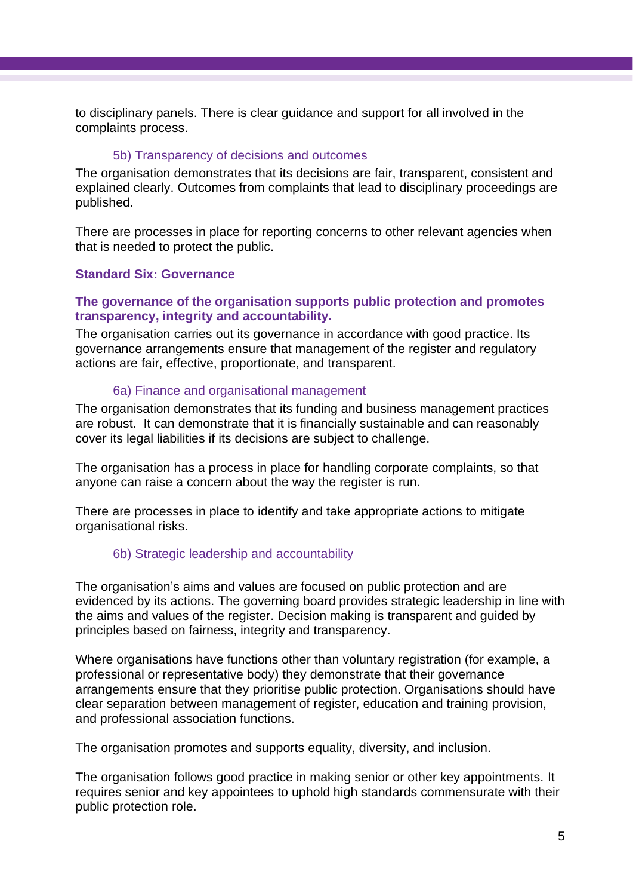to disciplinary panels. There is clear guidance and support for all involved in the complaints process.

#### 5b) Transparency of decisions and outcomes

The organisation demonstrates that its decisions are fair, transparent, consistent and explained clearly. Outcomes from complaints that lead to disciplinary proceedings are published.

There are processes in place for reporting concerns to other relevant agencies when that is needed to protect the public.

## Standard Six: Governance

### The governance of the organisation supports public protection and promotes transparency, integrity and accountability.

The organisation carries out its governance in accordance with good practice. Its governance arrangements ensure that management of the register and regulatory actions are fair, effective, proportionate, and transparent.

#### 6a) Finance and organisational management

The organisation demonstrates that its funding and business management practices are robust. It can demonstrate that it is financially sustainable and can reasonably cover its legal liabilities if its decisions are subject to challenge.

The organisation has a process in place for handling corporate complaints, so that anyone can raise a concern about the way the register is run.

There are processes in place to identify and take appropriate actions to mitigate organisational risks.

#### 6b) Strategic leadership and accountability

The organisation's aims and values are focused on public protection and are evidenced by its actions. The governing board provides strategic leadership in line with the aims and values of the register. Decision making is transparent and guided by principles based on fairness, integrity and transparency.

Where organisations have functions other than voluntary registration (for example, a professional or representative body) they demonstrate that their governance arrangements ensure that they prioritise public protection. Organisations should have clear separation between management of register, education and training provision, and professional association functions.

The organisation promotes and supports equality, diversity, and inclusion.

The organisation follows good practice in making senior or other key appointments. It requires senior and key appointees to uphold high standards commensurate with their public protection role.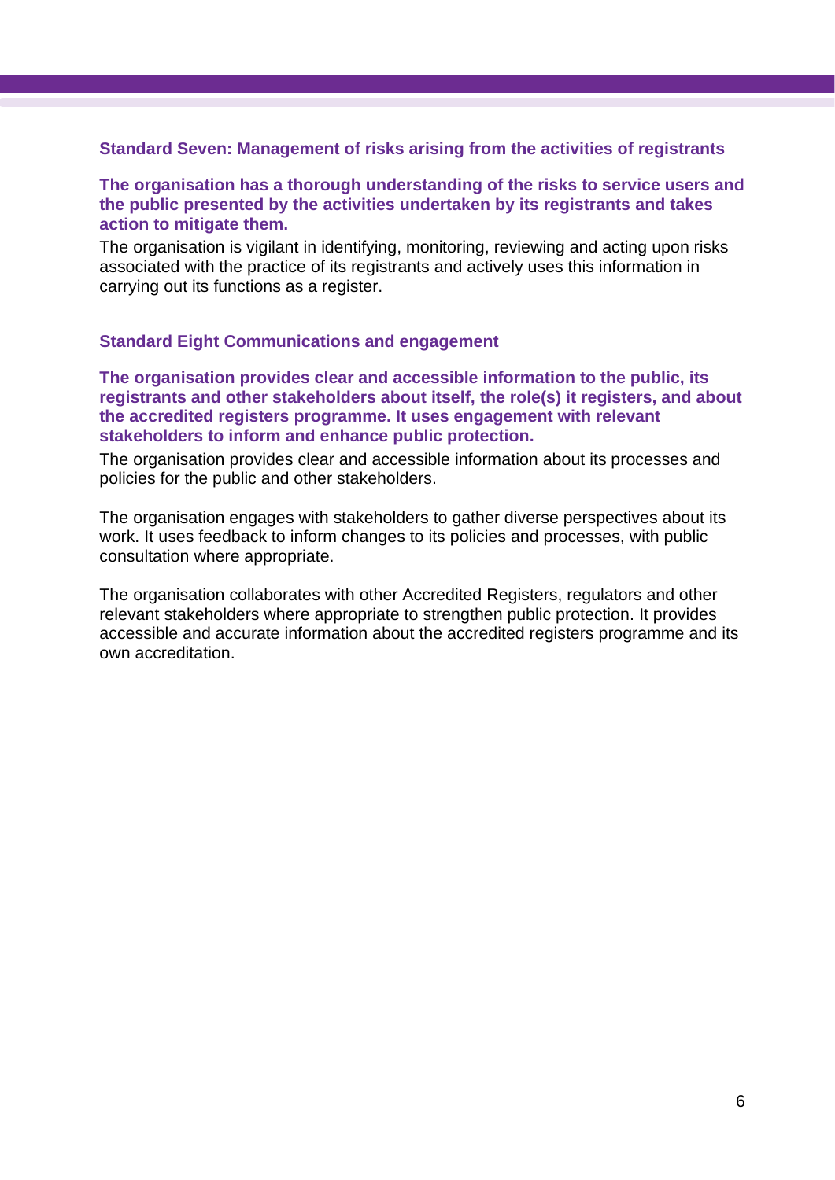### Standard Seven: Management of risks arising from the activities of registrants

**The organisation has a thorough understanding of the risks to service users and the public presented by the activities undertaken by its registrants and takes action to mitigate them.**

The organisation is vigilant in identifying, monitoring, reviewing and acting upon risks associated with the practice of its registrants and actively uses this information in carrying out its functions as a register.

### Standard Eight Communications and engagement

**The organisation provides clear and accessible information to the public, its registrants and other stakeholders about itself, the role(s) it registers, and about the accredited registers programme. It uses engagement with relevant stakeholders to inform and enhance public protection.**

The organisation provides clear and accessible information about its processes and policies for the public and other stakeholders.

The organisation engages with stakeholders to gather diverse perspectives about its work. It uses feedback to inform changes to its policies and processes, with public consultation where appropriate.

The organisation collaborates with other Accredited Registers, regulators and other relevant stakeholders where appropriate to strengthen public protection. It provides accessible and accurate information about the accredited registers programme and its own accreditation.